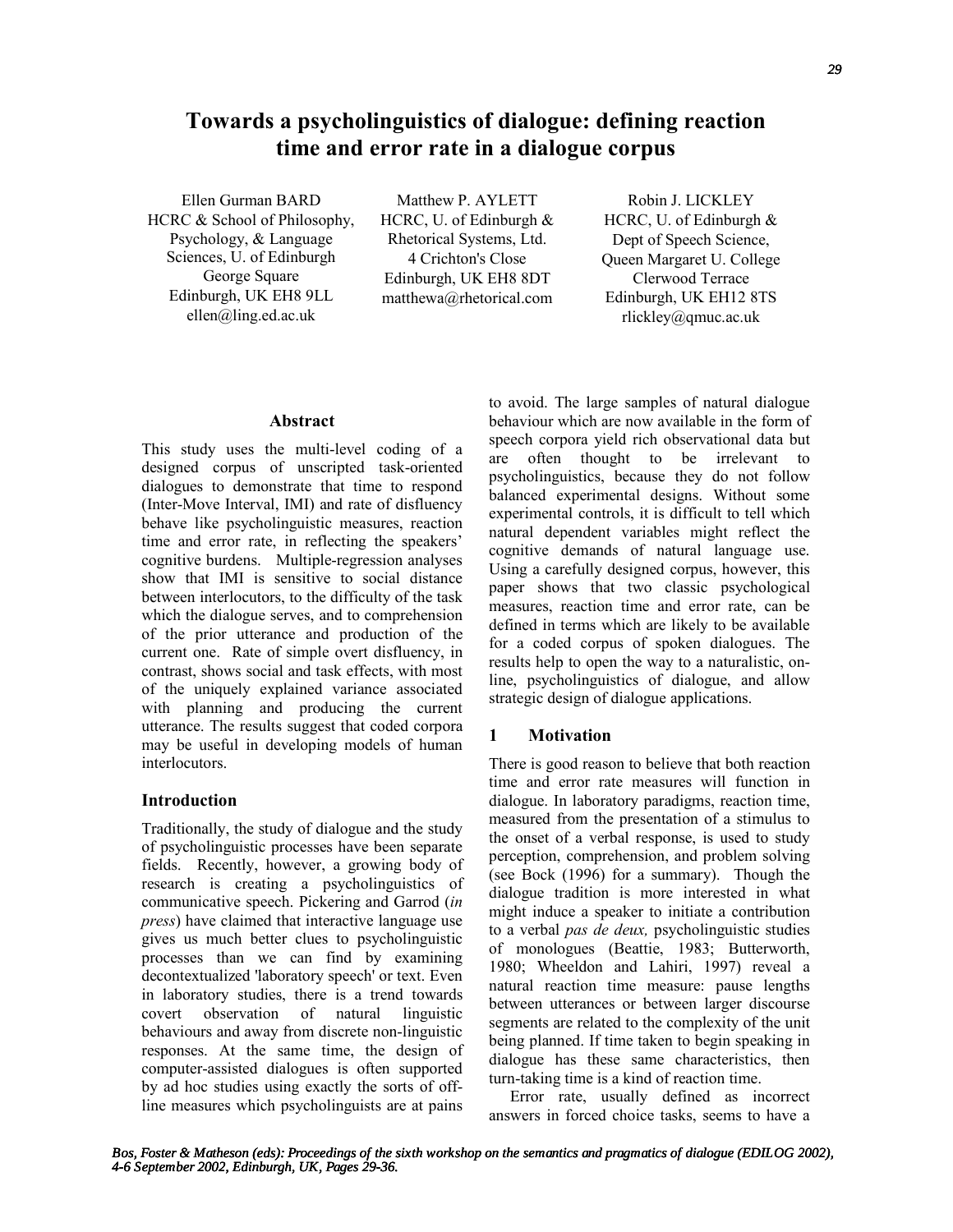# Towards a psycholinguistics of dialogue: defining reaction time and error rate in a dialogue corpus

Ellen Gurman BARD
HCRC & School of Philosophy, Psychology, & Language Sciences, U. of Edinburgh
George Square
Edinburgh, UK EH8 9LL
ellen@ling.ed.ac.uk

Matthew P. AYLETT
HCRC, U. of Edinburgh & Rhetorical Systems, Ltd.
4 Crichton's Close
Edinburgh, UK EH8 8DT
matthewa@rhetorical.com

Robin J. LICKLEY
HCRC, U. of Edinburgh & Dept of Speech Science, Queen Margaret U. College
Clerwood Terrace
Edinburgh, UK EH12 8TS
rlickley@qmuc.ac.uk

## Abstract

This study uses the multi-level coding of a designed corpus of unscripted task-oriented dialogues to demonstrate that time to respond (Inter-Move Interval, IMI) and rate of disfluency behave like psycholinguistic measures, reaction time and error rate, in reflecting the speakers' cognitive burdens. Multiple-regression analyses show that IMI is sensitive to social distance between interlocutors, to the difficulty of the task which the dialogue serves, and to comprehension of the prior utterance and production of the current one. Rate of simple overt disfluency, in contrast, shows social and task effects, with most of the uniquely explained variance associated with planning and producing the current utterance. The results suggest that coded corpora may be useful in developing models of human interlocutors.

## Introduction

Traditionally, the study of dialogue and the study of psycholinguistic processes have been separate fields. Recently, however, a growing body of research is creating a psycholinguistics of communicative speech. Pickering and Garrod (*in press*) have claimed that interactive language use gives us much better clues to psycholinguistic processes than we can find by examining decontextualized 'laboratory speech' or text. Even in laboratory studies, there is a trend towards covert observation of natural linguistic behaviours and away from discrete non-linguistic responses. At the same time, the design of computer-assisted dialogues is often supported by ad hoc studies using exactly the sorts of off-line measures which psycholinguists are at pains to avoid. The large samples of natural dialogue behaviour which are now available in the form of speech corpora yield rich observational data but are often thought to be irrelevant to psycholinguistics, because they do not follow balanced experimental designs. Without some experimental controls, it is difficult to tell which natural dependent variables might reflect the cognitive demands of natural language use. Using a carefully designed corpus, however, this paper shows that two classic psychological measures, reaction time and error rate, can be defined in terms which are likely to be available for a coded corpus of spoken dialogues. The results help to open the way to a naturalistic, on-line, psycholinguistics of dialogue, and allow strategic design of dialogue applications.

## 1 Motivation

There is good reason to believe that both reaction time and error rate measures will function in dialogue. In laboratory paradigms, reaction time, measured from the presentation of a stimulus to the onset of a verbal response, is used to study perception, comprehension, and problem solving (see Bock (1996) for a summary). Though the dialogue tradition is more interested in what might induce a speaker to initiate a contribution to a verbal *pas de deux,* psycholinguistic studies of monologues (Beattie, 1983; Butterworth, 1980; Wheeldon and Lahiri, 1997) reveal a natural reaction time measure: pause lengths between utterances or between larger discourse segments are related to the complexity of the unit being planned. If time taken to begin speaking in dialogue has these same characteristics, then turn-taking time is a kind of reaction time.

Error rate, usually defined as incorrect answers in forced choice tasks, seems to have a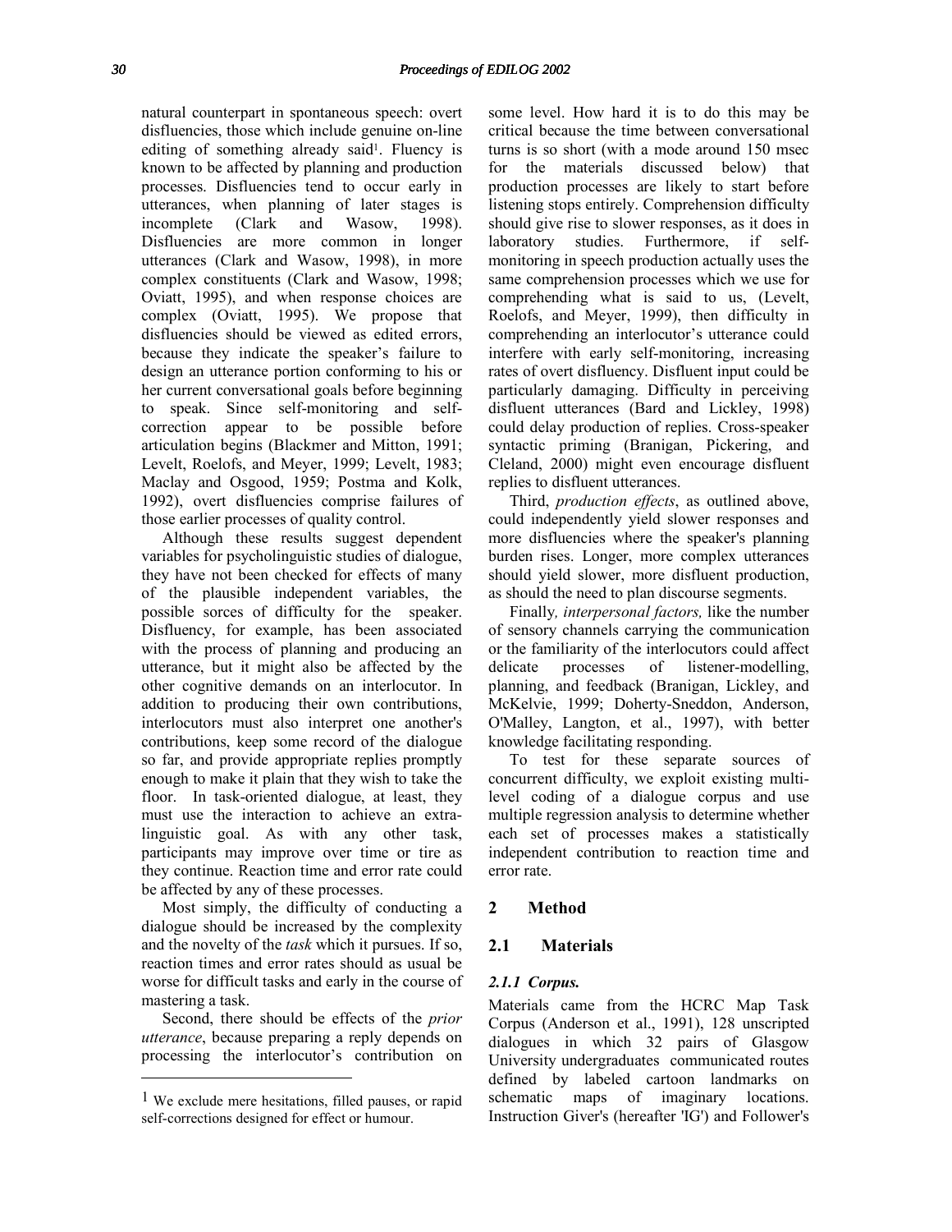natural counterpart in spontaneous speech: overt disfluencies, those which include genuine on-line editing of something already said[1]. Fluency is known to be affected by planning and production processes. Disfluencies tend to occur early in utterances, when planning of later stages is incomplete (Clark and Wasow, 1998). Disfluencies are more common in longer utterances (Clark and Wasow, 1998), in more complex constituents (Clark and Wasow, 1998; Oviatt, 1995), and when response choices are complex (Oviatt, 1995). We propose that disfluencies should be viewed as edited errors, because they indicate the speaker's failure to design an utterance portion conforming to his or her current conversational goals before beginning to speak. Since self-monitoring and self-correction appear to be possible before articulation begins (Blackmer and Mitton, 1991; Levelt, Roelofs, and Meyer, 1999; Levelt, 1983; Maclay and Osgood, 1959; Postma and Kolk, 1992), overt disfluencies comprise failures of those earlier processes of quality control.

Although these results suggest dependent variables for psycholinguistic studies of dialogue, they have not been checked for effects of many of the plausible independent variables, the possible sorces of difficulty for the speaker. Disfluency, for example, has been associated with the process of planning and producing an utterance, but it might also be affected by the other cognitive demands on an interlocutor. In addition to producing their own contributions, interlocutors must also interpret one another's contributions, keep some record of the dialogue so far, and provide appropriate replies promptly enough to make it plain that they wish to take the floor. In task-oriented dialogue, at least, they must use the interaction to achieve an extra-linguistic goal. As with any other task, participants may improve over time or tire as they continue. Reaction time and error rate could be affected by any of these processes.

Most simply, the difficulty of conducting a dialogue should be increased by the complexity and the novelty of the *task* which it pursues. If so, reaction times and error rates should as usual be worse for difficult tasks and early in the course of mastering a task.

Second, there should be effects of the *prior utterance*, because preparing a reply depends on processing the interlocutor's contribution on some level. How hard it is to do this may be critical because the time between conversational turns is so short (with a mode around 150 msec for the materials discussed below) that production processes are likely to start before listening stops entirely. Comprehension difficulty should give rise to slower responses, as it does in laboratory studies. Furthermore, if self-monitoring in speech production actually uses the same comprehension processes which we use for comprehending what is said to us, (Levelt, Roelofs, and Meyer, 1999), then difficulty in comprehending an interlocutor's utterance could interfere with early self-monitoring, increasing rates of overt disfluency. Disfluent input could be particularly damaging. Difficulty in perceiving disfluent utterances (Bard and Lickley, 1998) could delay production of replies. Cross-speaker syntactic priming (Branigan, Pickering, and Cleland, 2000) might even encourage disfluent replies to disfluent utterances.

Third, *production effects*, as outlined above, could independently yield slower responses and more disfluencies where the speaker's planning burden rises. Longer, more complex utterances should yield slower, more disfluent production, as should the need to plan discourse segments.

Finally*, interpersonal factors,* like the number of sensory channels carrying the communication or the familiarity of the interlocutors could affect delicate processes of listener-modelling, planning, and feedback (Branigan, Lickley, and McKelvie, 1999; Doherty-Sneddon, Anderson, O'Malley, Langton, et al., 1997), with better knowledge facilitating responding.

To test for these separate sources of concurrent difficulty, we exploit existing multi-level coding of a dialogue corpus and use multiple regression analysis to determine whether each set of processes makes a statistically independent contribution to reaction time and error rate.

## 2 Method

### 2.1 Materials

#### *2.1.1 Corpus.*

Materials came from the HCRC Map Task Corpus (Anderson et al., 1991), 128 unscripted dialogues in which 32 pairs of Glasgow University undergraduates communicated routes defined by labeled cartoon landmarks on schematic maps of imaginary locations. Instruction Giver's (hereafter 'IG') and Follower's

---

[1] We exclude mere hesitations, filled pauses, or rapid self-corrections designed for effect or humour.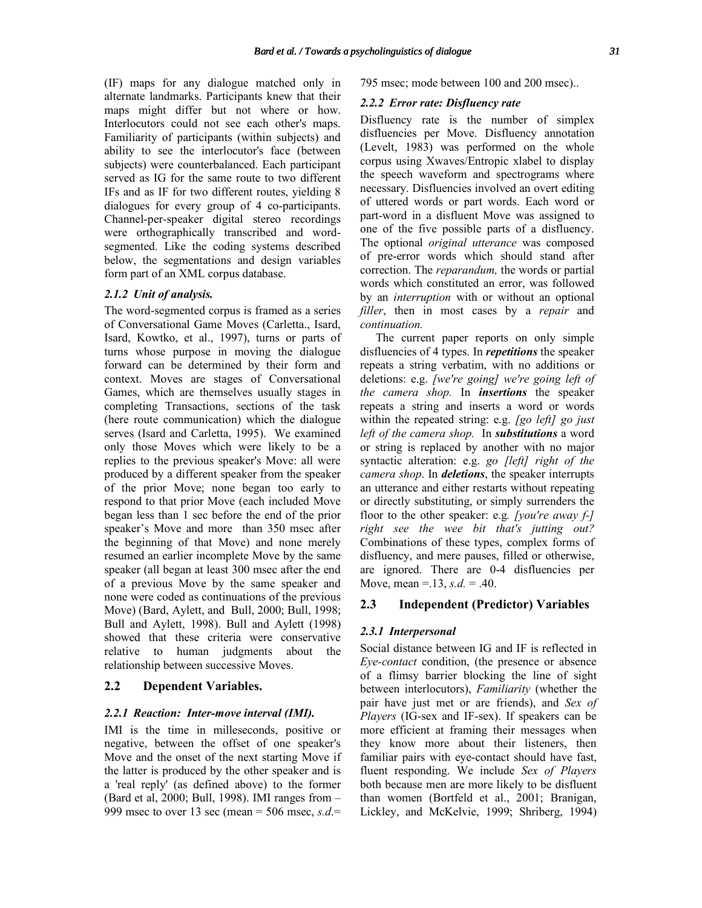(IF) maps for any dialogue matched only in alternate landmarks. Participants knew that their maps might differ but not where or how. Interlocutors could not see each other's maps. Familiarity of participants (within subjects) and ability to see the interlocutor's face (between subjects) were counterbalanced. Each participant served as IG for the same route to two different IFs and as IF for two different routes, yielding 8 dialogues for every group of 4 co-participants. Channel-per-speaker digital stereo recordings were orthographically transcribed and word-segmented. Like the coding systems described below, the segmentations and design variables form part of an XML corpus database.

### *2.1.2 Unit of analysis.*

The word-segmented corpus is framed as a series of Conversational Game Moves (Carletta., Isard, Isard, Kowtko, et al., 1997), turns or parts of turns whose purpose in moving the dialogue forward can be determined by their form and context. Moves are stages of Conversational Games, which are themselves usually stages in completing Transactions, sections of the task (here route communication) which the dialogue serves (Isard and Carletta, 1995). We examined only those Moves which were likely to be a replies to the previous speaker's Move: all were produced by a different speaker from the speaker of the prior Move; none began too early to respond to that prior Move (each included Move began less than 1 sec before the end of the prior speaker's Move and more than 350 msec after the beginning of that Move) and none merely resumed an earlier incomplete Move by the same speaker (all began at least 300 msec after the end of a previous Move by the same speaker and none were coded as continuations of the previous Move) (Bard, Aylett, and Bull, 2000; Bull, 1998; Bull and Aylett, 1998). Bull and Aylett (1998) showed that these criteria were conservative relative to human judgments about the relationship between successive Moves.

## 2.2 Dependent Variables.

### *2.2.1 Reaction: Inter-move interval (IMI).*

IMI is the time in milleseconds, positive or negative, between the offset of one speaker's Move and the onset of the next starting Move if the latter is produced by the other speaker and is a 'real reply' (as defined above) to the former (Bard et al, 2000; Bull, 1998). IMI ranges from –999 msec to over 13 sec (mean = 506 msec, *s.d.*= 795 msec; mode between 100 and 200 msec)..

### *2.2.2 Error rate: Disfluency rate*

Disfluency rate is the number of simplex disfluencies per Move. Disfluency annotation (Levelt, 1983) was performed on the whole corpus using Xwaves/Entropic xlabel to display the speech waveform and spectrograms where necessary. Disfluencies involved an overt editing of uttered words or part words. Each word or part-word in a disfluent Move was assigned to one of the five possible parts of a disfluency. The optional *original utterance* was composed of pre-error words which should stand after correction. The *reparandum,* the words or partial words which constituted an error, was followed by an *interruption* with or without an optional *filler*, then in most cases by a *repair* and *continuation.*

The current paper reports on only simple disfluencies of 4 types. In ***repetitions*** the speaker repeats a string verbatim, with no additions or deletions: e.g. *[we're going] we're going left of the camera shop.* In ***insertions*** the speaker repeats a string and inserts a word or words within the repeated string: e.g. *[go left] go just left of the camera shop.* In ***substitutions*** a word or string is replaced by another with no major syntactic alteration: e.g. *go [left] right of the camera shop*. In ***deletions***, the speaker interrupts an utterance and either restarts without repeating or directly substituting, or simply surrenders the floor to the other speaker: e.g. *[you're away f-] right see the wee bit that's jutting out?* Combinations of these types, complex forms of disfluency, and mere pauses, filled or otherwise, are ignored. There are 0-4 disfluencies per Move, mean =.13, *s.d.* = .40.

## 2.3 Independent (Predictor) Variables

### *2.3.1 Interpersonal*

Social distance between IG and IF is reflected in *Eye-contact* condition, (the presence or absence of a flimsy barrier blocking the line of sight between interlocutors), *Familiarity* (whether the pair have just met or are friends), and *Sex of Players* (IG-sex and IF-sex). If speakers can be more efficient at framing their messages when they know more about their listeners, then familiar pairs with eye-contact should have fast, fluent responding. We include *Sex of Players* both because men are more likely to be disfluent than women (Bortfeld et al., 2001; Branigan, Lickley, and McKelvie, 1999; Shriberg, 1994)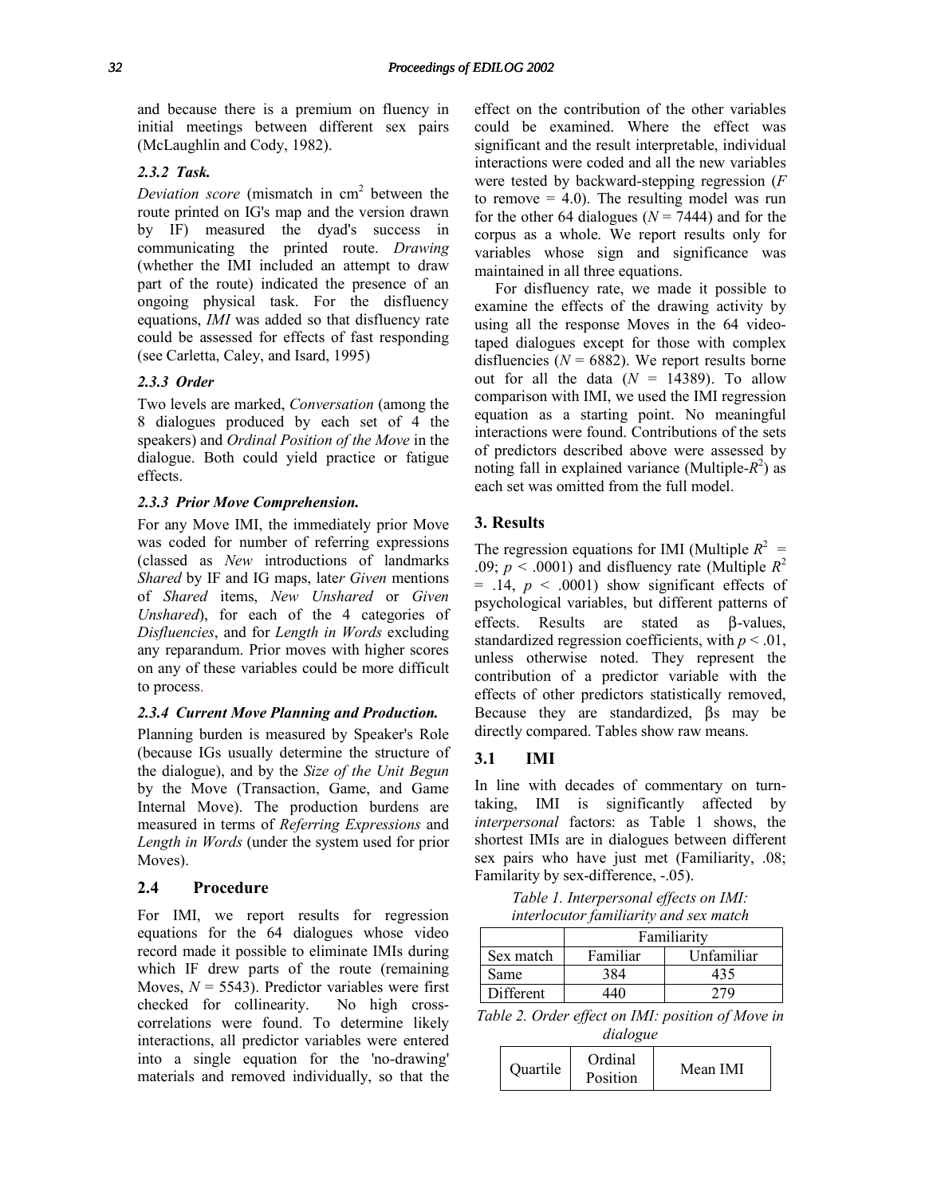and because there is a premium on fluency in initial meetings between different sex pairs (McLaughlin and Cody, 1982).

### *2.3.2 Task.*

*Deviation score* (mismatch in cm$^2$ between the route printed on IG's map and the version drawn by IF) measured the dyad's success in communicating the printed route. *Drawing* (whether the IMI included an attempt to draw part of the route) indicated the presence of an ongoing physical task. For the disfluency equations, *IMI* was added so that disfluency rate could be assessed for effects of fast responding (see Carletta, Caley, and Isard, 1995)

### *2.3.3 Order*

Two levels are marked, *Conversation* (among the 8 dialogues produced by each set of 4 the speakers) and *Ordinal Position of the Move* in the dialogue. Both could yield practice or fatigue effects.

### *2.3.3 Prior Move Comprehension.*

For any Move IMI, the immediately prior Move was coded for number of referring expressions (classed as *New* introductions of landmarks *Shared* by IF and IG maps, later *Given* mentions of *Shared* items, *New Unshared* or *Given Unshared*), for each of the 4 categories of *Disfluencies*, and for *Length in Words* excluding any reparandum. Prior moves with higher scores on any of these variables could be more difficult to process.

### *2.3.4 Current Move Planning and Production.*

Planning burden is measured by Speaker's Role (because IGs usually determine the structure of the dialogue), and by the *Size of the Unit Begun* by the Move (Transaction, Game, and Game Internal Move). The production burdens are measured in terms of *Referring Expressions* and *Length in Words* (under the system used for prior Moves).

## 2.4 Procedure

For IMI, we report results for regression equations for the 64 dialogues whose video record made it possible to eliminate IMIs during which IF drew parts of the route (remaining Moves, $N = 5543$). Predictor variables were first checked for collinearity. No high cross-correlations were found. To determine likely interactions, all predictor variables were entered into a single equation for the 'no-drawing' materials and removed individually, so that the effect on the contribution of the other variables could be examined. Where the effect was significant and the result interpretable, individual interactions were coded and all the new variables were tested by backward-stepping regression ($F$ to remove = 4.0). The resulting model was run for the other 64 dialogues ($N = 7444$) and for the corpus as a whole. We report results only for variables whose sign and significance was maintained in all three equations.

For disfluency rate, we made it possible to examine the effects of the drawing activity by using all the response Moves in the 64 video-taped dialogues except for those with complex disfluencies ($N = 6882$). We report results borne out for all the data ($N = 14389$). To allow comparison with IMI, we used the IMI regression equation as a starting point. No meaningful interactions were found. Contributions of the sets of predictors described above were assessed by noting fall in explained variance (Multiple-$R^2$) as each set was omitted from the full model.

## 3. Results

The regression equations for IMI (Multiple $R^2 = .09$; $p < .0001$) and disfluency rate (Multiple $R^2 = .14$, $p < .0001$) show significant effects of psychological variables, but different patterns of effects. Results are stated as β-values, standardized regression coefficients, with $p < .01$, unless otherwise noted. They represent the contribution of a predictor variable with the effects of other predictors statistically removed, Because they are standardized, βs may be directly compared. Tables show raw means.

## 3.1 IMI

In line with decades of commentary on turn-taking, IMI is significantly affected by *interpersonal* factors: as Table 1 shows, the shortest IMIs are in dialogues between different sex pairs who have just met (Familiarity, .08; Familarity by sex-difference, -.05).

*Table 1. Interpersonal effects on IMI: interlocutor familiarity and sex match*

| | Familiarity | |
|---|---|---|
| Sex match | Familiar | Unfamiliar |
| Same | 384 | 435 |
| Different | 440 | 279 |

*Table 2. Order effect on IMI: position of Move in dialogue*

| Quartile | Ordinal Position | Mean IMI |
|---|---|---|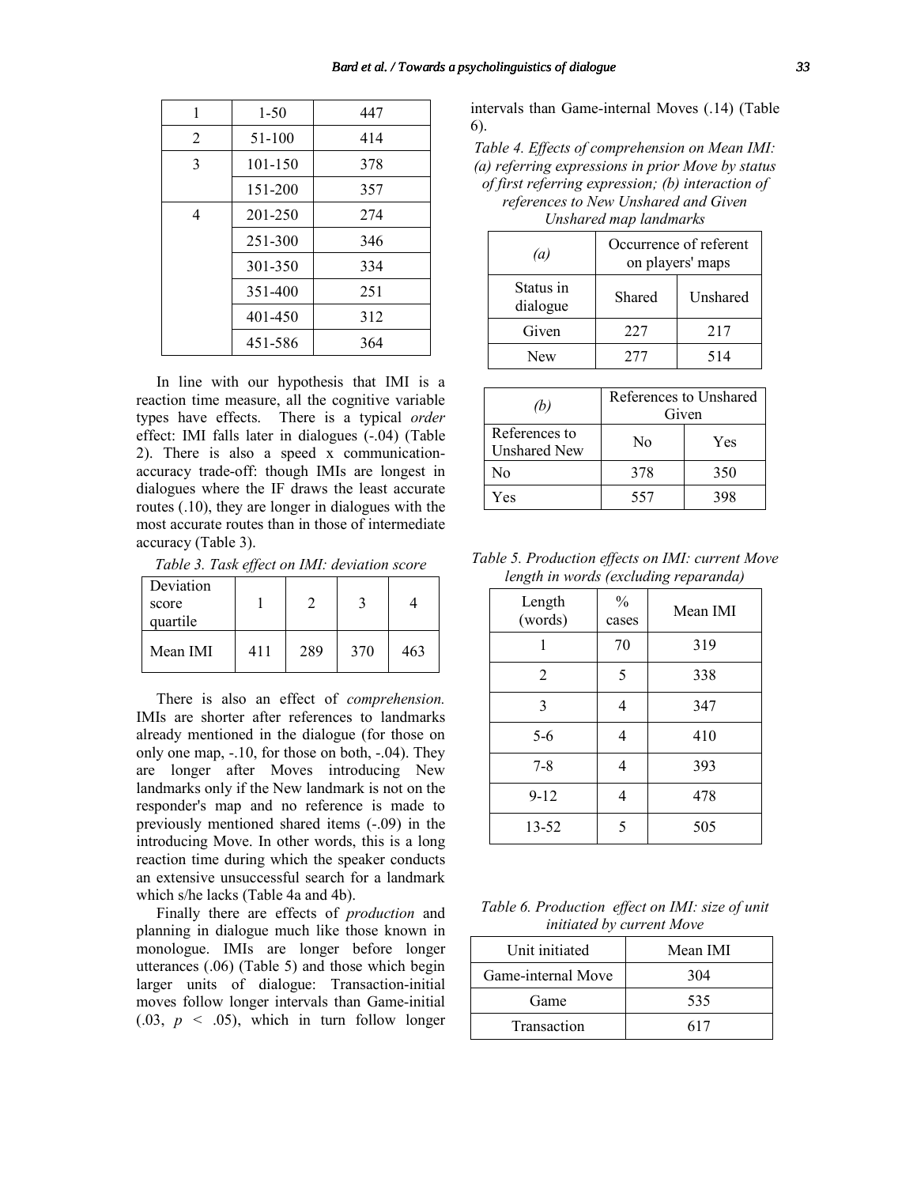| 1 | 1-50 | 447 |
|---|---|---|
| 2 | 51-100 | 414 |
| 3 | 101-150 | 378 |
| | 151-200 | 357 |
| 4 | 201-250 | 274 |
| | 251-300 | 346 |
| | 301-350 | 334 |
| | 351-400 | 251 |
| | 401-450 | 312 |
| | 451-586 | 364 |

In line with our hypothesis that IMI is a reaction time measure, all the cognitive variable types have effects. There is a typical *order* effect: IMI falls later in dialogues (-.04) (Table 2). There is also a speed x communication-accuracy trade-off: though IMIs are longest in dialogues where the IF draws the least accurate routes (.10), they are longer in dialogues with the most accurate routes than in those of intermediate accuracy (Table 3).

*Table 3. Task effect on IMI: deviation score*

| Deviation score quartile | 1 | 2 | 3 | 4 |
|---|---|---|---|---|
| Mean IMI | 411 | 289 | 370 | 463 |

There is also an effect of *comprehension.* IMIs are shorter after references to landmarks already mentioned in the dialogue (for those on only one map, -.10, for those on both, -.04). They are longer after Moves introducing New landmarks only if the New landmark is not on the responder's map and no reference is made to previously mentioned shared items (-.09) in the introducing Move. In other words, this is a long reaction time during which the speaker conducts an extensive unsuccessful search for a landmark which s/he lacks (Table 4a and 4b).

Finally there are effects of *production* and planning in dialogue much like those known in monologue. IMIs are longer before longer utterances (.06) (Table 5) and those which begin larger units of dialogue: Transaction-initial moves follow longer intervals than Game-initial (.03, $p < .05$), which in turn follow longer intervals than Game-internal Moves (.14) (Table 6).

*Table 4. Effects of comprehension on Mean IMI: (a) referring expressions in prior Move by status of first referring expression; (b) interaction of references to New Unshared and Given Unshared map landmarks*

| *(a)* | Occurrence of referent on players' maps | |
|---|---|---|
| Status in dialogue | Shared | Unshared |
| Given | 227 | 217 |
| New | 277 | 514 |

| *(b)* | References to Unshared Given | |
|---|---|---|
| References to Unshared New | No | Yes |
| No | 378 | 350 |
| Yes | 557 | 398 |

*Table 5. Production effects on IMI: current Move length in words (excluding reparanda)*

| Length (words) | % cases | Mean IMI |
|---|---|---|
| 1 | 70 | 319 |
| 2 | 5 | 338 |
| 3 | 4 | 347 |
| 5-6 | 4 | 410 |
| 7-8 | 4 | 393 |
| 9-12 | 4 | 478 |
| 13-52 | 5 | 505 |

*Table 6. Production effect on IMI: size of unit initiated by current Move*

| Unit initiated | Mean IMI |
|---|---|
| Game-internal Move | 304 |
| Game | 535 |
| Transaction | 617 |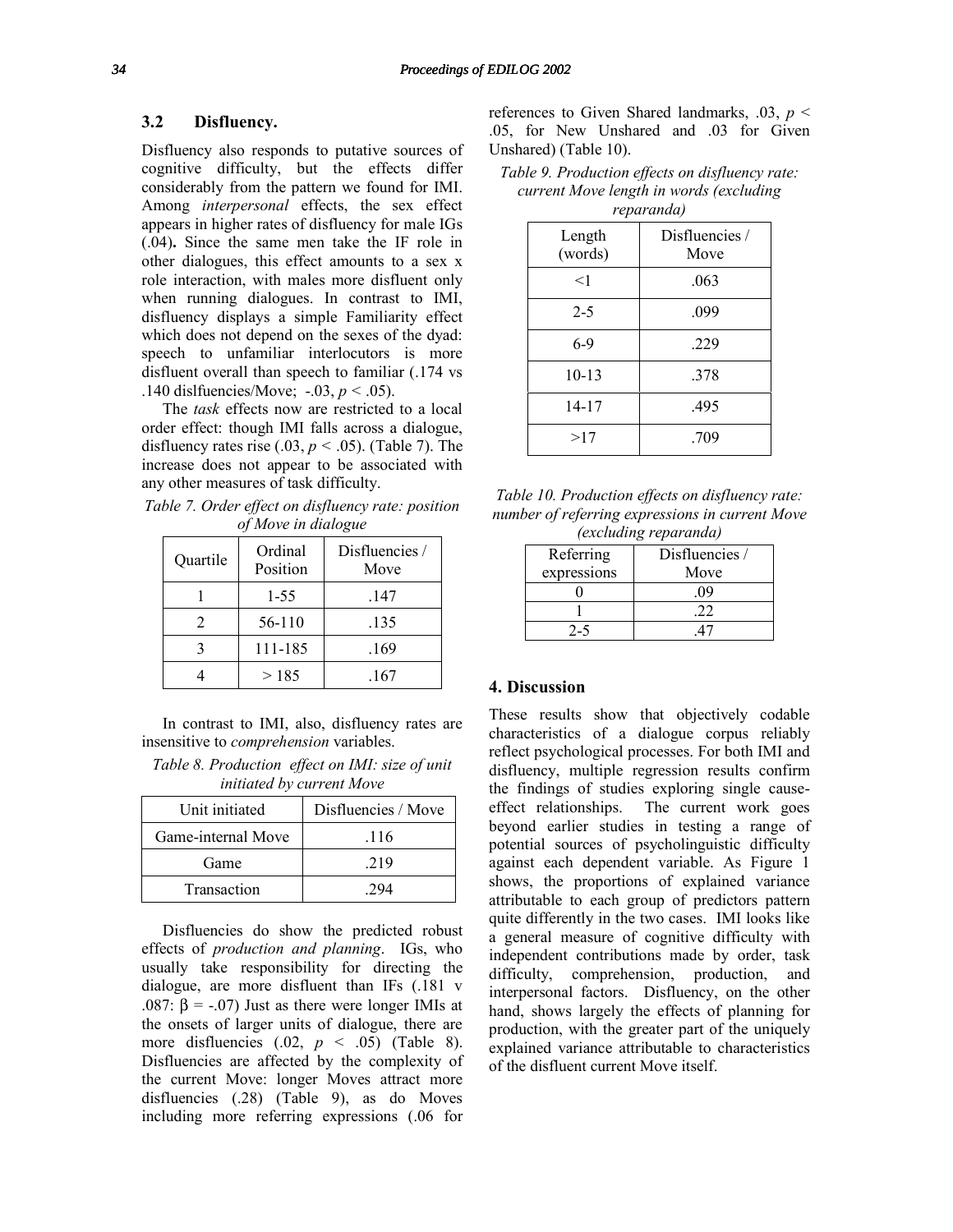### 3.2 Disfluency.

Disfluency also responds to putative sources of cognitive difficulty, but the effects differ considerably from the pattern we found for IMI. Among *interpersonal* effects, the sex effect appears in higher rates of disfluency for male IGs (.04)**.** Since the same men take the IF role in other dialogues, this effect amounts to a sex x role interaction, with males more disfluent only when running dialogues. In contrast to IMI, disfluency displays a simple Familiarity effect which does not depend on the sexes of the dyad: speech to unfamiliar interlocutors is more disfluent overall than speech to familiar (.174 vs .140 dislfuencies/Move; -.03, $p < .05$).

The *task* effects now are restricted to a local order effect: though IMI falls across a dialogue, disfluency rates rise (.03, $p < .05$). (Table 7). The increase does not appear to be associated with any other measures of task difficulty.

*Table 7. Order effect on disfluency rate: position of Move in dialogue*

| Quartile | Ordinal Position | Disfluencies / Move |
|---|---|---|
| 1 | 1-55 | .147 |
| 2 | 56-110 | .135 |
| 3 | 111-185 | .169 |
| 4 | > 185 | .167 |

In contrast to IMI, also, disfluency rates are insensitive to *comprehension* variables.

*Table 8. Production effect on IMI: size of unit initiated by current Move*

| Unit initiated | Disfluencies / Move |
|---|---|
| Game-internal Move | .116 |
| Game | .219 |
| Transaction | .294 |

Disfluencies do show the predicted robust effects of *production and planning*. IGs, who usually take responsibility for directing the dialogue, are more disfluent than IFs (.181 v .087: $\beta = -.07$) Just as there were longer IMIs at the onsets of larger units of dialogue, there are more disfluencies (.02, $p < .05$) (Table 8). Disfluencies are affected by the complexity of the current Move: longer Moves attract more disfluencies (.28) (Table 9), as do Moves including more referring expressions (.06 for references to Given Shared landmarks, .03, $p < .05$, for New Unshared and .03 for Given Unshared) (Table 10).

*Table 9. Production effects on disfluency rate: current Move length in words (excluding reparanda)*

| Length (words) | Disfluencies / Move |
|---|---|
| <1 | .063 |
| 2-5 | .099 |
| 6-9 | .229 |
| 10-13 | .378 |
| 14-17 | .495 |
| >17 | .709 |

*Table 10. Production effects on disfluency rate: number of referring expressions in current Move (excluding reparanda)*

| Referring expressions | Disfluencies / Move |
|---|---|
| 0 | .09 |
| 1 | .22 |
| 2-5 | .47 |

## 4. Discussion

These results show that objectively codable characteristics of a dialogue corpus reliably reflect psychological processes. For both IMI and disfluency, multiple regression results confirm the findings of studies exploring single cause-effect relationships. The current work goes beyond earlier studies in testing a range of potential sources of psycholinguistic difficulty against each dependent variable. As Figure 1 shows, the proportions of explained variance attributable to each group of predictors pattern quite differently in the two cases. IMI looks like a general measure of cognitive difficulty with independent contributions made by order, task difficulty, comprehension, production, and interpersonal factors. Disfluency, on the other hand, shows largely the effects of planning for production, with the greater part of the uniquely explained variance attributable to characteristics of the disfluent current Move itself.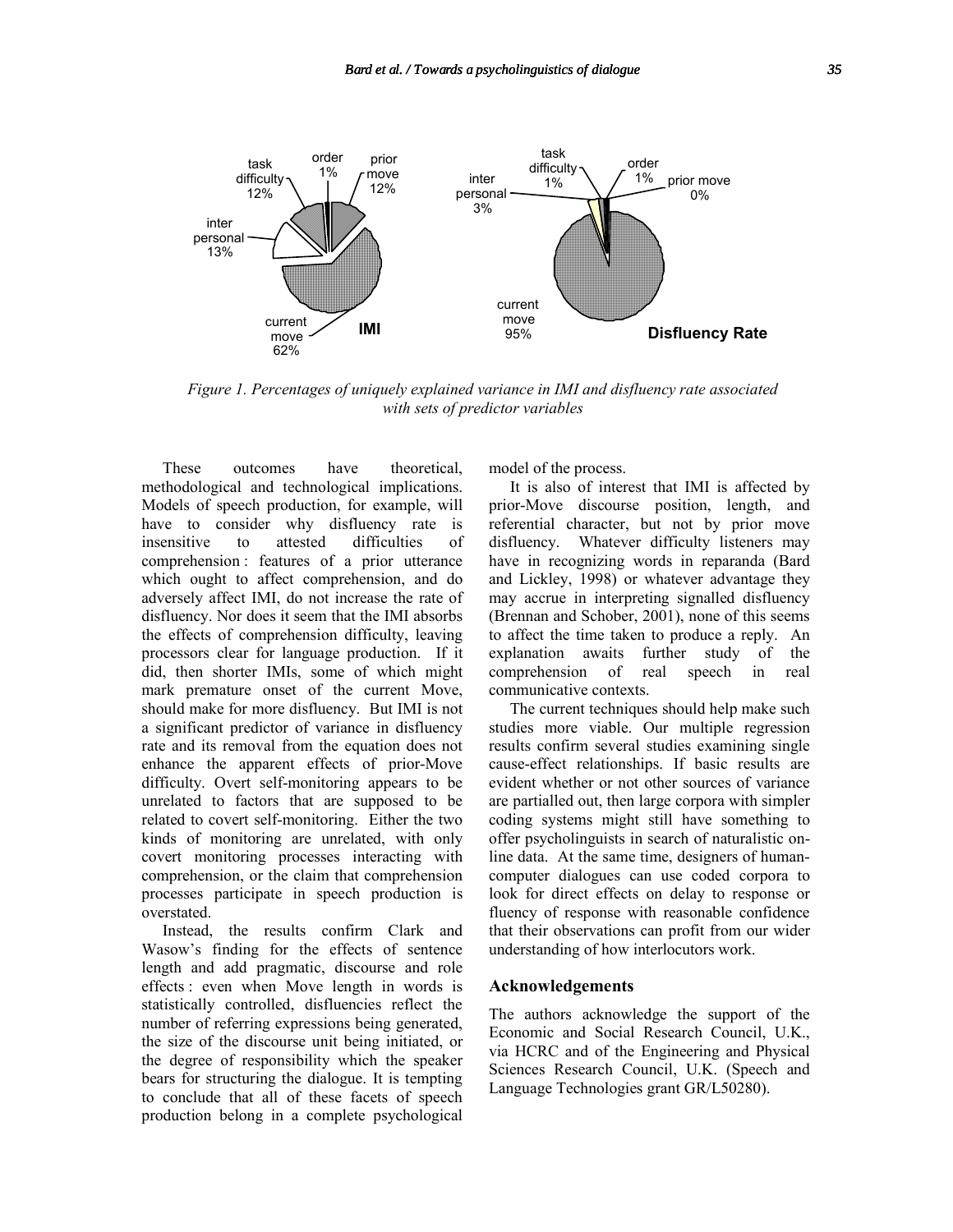*Figure 1. Percentages of uniquely explained variance in IMI and disfluency rate associated with sets of predictor variables*

These outcomes have theoretical, methodological and technological implications. Models of speech production, for example, will have to consider why disfluency rate is insensitive to attested difficulties of comprehension : features of a prior utterance which ought to affect comprehension, and do adversely affect IMI, do not increase the rate of disfluency. Nor does it seem that the IMI absorbs the effects of comprehension difficulty, leaving processors clear for language production. If it did, then shorter IMIs, some of which might mark premature onset of the current Move, should make for more disfluency. But IMI is not a significant predictor of variance in disfluency rate and its removal from the equation does not enhance the apparent effects of prior-Move difficulty. Overt self-monitoring appears to be unrelated to factors that are supposed to be related to covert self-monitoring. Either the two kinds of monitoring are unrelated, with only covert monitoring processes interacting with comprehension, or the claim that comprehension processes participate in speech production is overstated.

Instead, the results confirm Clark and Wasow's finding for the effects of sentence length and add pragmatic, discourse and role effects : even when Move length in words is statistically controlled, disfluencies reflect the number of referring expressions being generated, the size of the discourse unit being initiated, or the degree of responsibility which the speaker bears for structuring the dialogue. It is tempting to conclude that all of these facets of speech production belong in a complete psychological model of the process.

It is also of interest that IMI is affected by prior-Move discourse position, length, and referential character, but not by prior move disfluency. Whatever difficulty listeners may have in recognizing words in reparanda (Bard and Lickley, 1998) or whatever advantage they may accrue in interpreting signalled disfluency (Brennan and Schober, 2001), none of this seems to affect the time taken to produce a reply. An explanation awaits further study of the comprehension of real speech in real communicative contexts.

The current techniques should help make such studies more viable. Our multiple regression results confirm several studies examining single cause-effect relationships. If basic results are evident whether or not other sources of variance are partialled out, then large corpora with simpler coding systems might still have something to offer psycholinguists in search of naturalistic on-line data. At the same time, designers of human-computer dialogues can use coded corpora to look for direct effects on delay to response or fluency of response with reasonable confidence that their observations can profit from our wider understanding of how interlocutors work.

## Acknowledgements

The authors acknowledge the support of the Economic and Social Research Council, U.K., via HCRC and of the Engineering and Physical Sciences Research Council, U.K. (Speech and Language Technologies grant GR/L50280).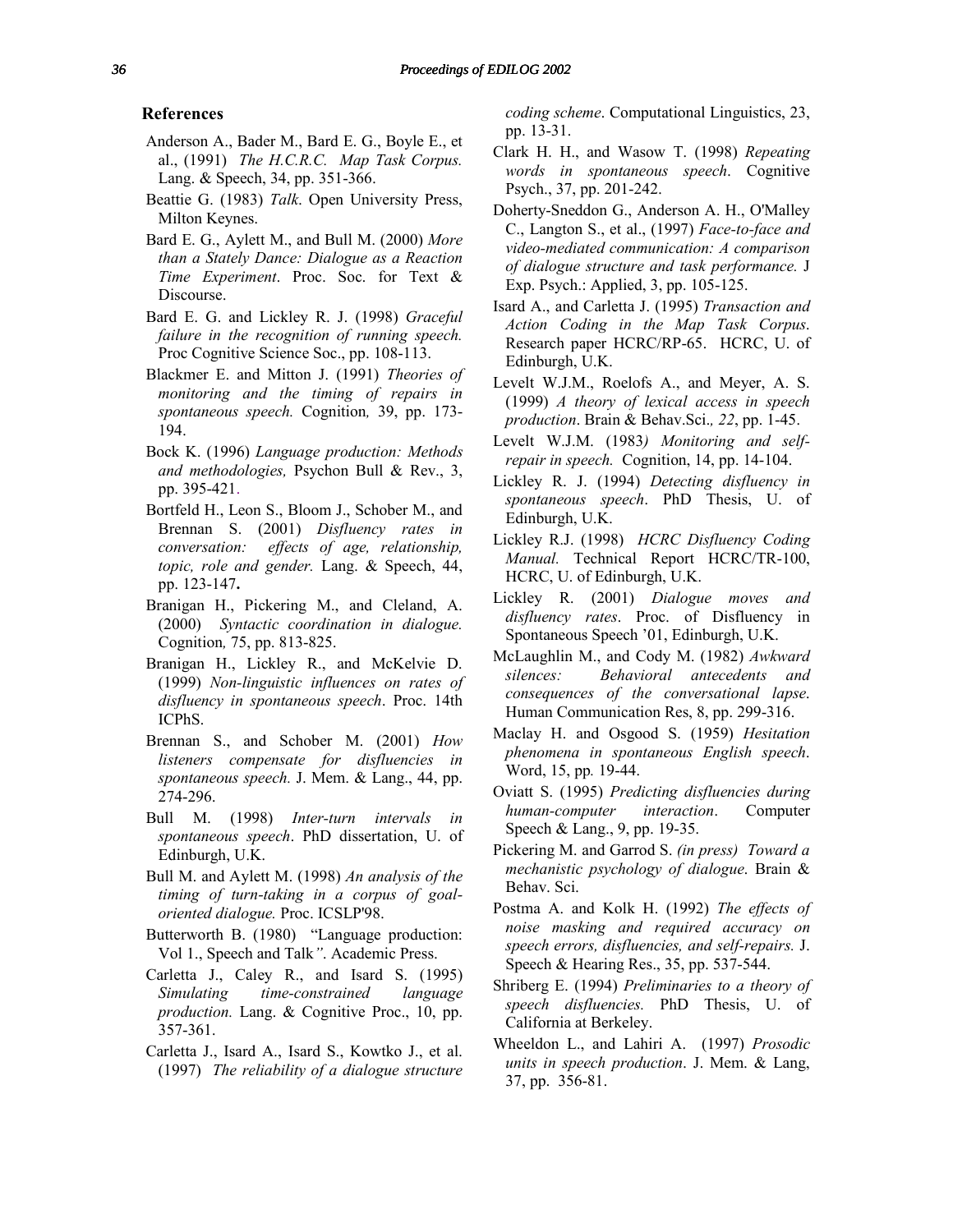## References

Anderson A., Bader M., Bard E. G., Boyle E., et al., (1991) *The H.C.R.C. Map Task Corpus.* Lang. & Speech, 34, pp. 351-366.

Beattie G. (1983) *Talk*. Open University Press, Milton Keynes.

Bard E. G., Aylett M., and Bull M. (2000) *More than a Stately Dance: Dialogue as a Reaction Time Experiment*. Proc. Soc. for Text & Discourse.

Bard E. G. and Lickley R. J. (1998) *Graceful failure in the recognition of running speech.* Proc Cognitive Science Soc., pp. 108-113.

Blackmer E. and Mitton J. (1991) *Theories of monitoring and the timing of repairs in spontaneous speech.* Cognition*,* 39, pp. 173-194.

Bock K. (1996) *Language production: Methods and methodologies,* Psychon Bull & Rev., 3, pp. 395-421.

Bortfeld H., Leon S., Bloom J., Schober M., and Brennan S. (2001) *Disfluency rates in conversation: effects of age, relationship, topic, role and gender.* Lang. & Speech, 44, pp. 123-147**.**

Branigan H., Pickering M., and Cleland, A. (2000) *Syntactic coordination in dialogue.* Cognition*,* 75, pp. 813-825.

Branigan H., Lickley R., and McKelvie D. (1999) *Non-linguistic influences on rates of disfluency in spontaneous speech*. Proc. 14th ICPhS.

Brennan S., and Schober M. (2001) *How listeners compensate for disfluencies in spontaneous speech.* J. Mem. & Lang., 44, pp. 274-296.

Bull M. (1998) *Inter-turn intervals in spontaneous speech*. PhD dissertation, U. of Edinburgh, U.K.

Bull M. and Aylett M. (1998) *An analysis of the timing of turn-taking in a corpus of goal-oriented dialogue.* Proc. ICSLP'98.

Butterworth B. (1980) "Language production: Vol 1., Speech and Talk*"*. Academic Press.

Carletta J., Caley R., and Isard S. (1995) *Simulating time-constrained language production.* Lang. & Cognitive Proc., 10, pp. 357-361.

Carletta J., Isard A., Isard S., Kowtko J., et al. (1997) *The reliability of a dialogue structure coding scheme*. Computational Linguistics, 23, pp. 13-31.

Clark H. H., and Wasow T. (1998) *Repeating words in spontaneous speech*. Cognitive Psych., 37, pp. 201-242.

Doherty-Sneddon G., Anderson A. H., O'Malley C., Langton S., et al., (1997) *Face-to-face and video-mediated communication: A comparison of dialogue structure and task performance.* J Exp. Psych.: Applied, 3, pp. 105-125.

Isard A., and Carletta J. (1995) *Transaction and Action Coding in the Map Task Corpus*. Research paper HCRC/RP-65. HCRC, U. of Edinburgh, U.K.

Levelt W.J.M., Roelofs A., and Meyer, A. S. (1999) *A theory of lexical access in speech production*. Brain & Behav.Sci.*, 22*, pp. 1-45.

Levelt W.J.M. (1983*) Monitoring and self-repair in speech.* Cognition, 14, pp. 14-104.

Lickley R. J. (1994) *Detecting disfluency in spontaneous speech*. PhD Thesis, U. of Edinburgh, U.K.

Lickley R.J. (1998) *HCRC Disfluency Coding Manual.* Technical Report HCRC/TR-100, HCRC, U. of Edinburgh, U.K.

Lickley R. (2001) *Dialogue moves and disfluency rates*. Proc. of Disfluency in Spontaneous Speech '01, Edinburgh, U.K.

McLaughlin M., and Cody M. (1982) *Awkward silences: Behavioral antecedents and consequences of the conversational lapse.* Human Communication Res, 8, pp. 299-316.

Maclay H. and Osgood S. (1959) *Hesitation phenomena in spontaneous English speech*. Word, 15, pp*.* 19-44.

Oviatt S. (1995) *Predicting disfluencies during human-computer interaction*. Computer Speech & Lang., 9, pp. 19-35.

Pickering M. and Garrod S. *(in press) Toward a mechanistic psychology of dialogue.* Brain & Behav. Sci.

Postma A. and Kolk H. (1992) *The effects of noise masking and required accuracy on speech errors, disfluencies, and self-repairs.* J. Speech & Hearing Res., 35, pp. 537-544.

Shriberg E. (1994) *Preliminaries to a theory of speech disfluencies.* PhD Thesis, U. of California at Berkeley.

Wheeldon L., and Lahiri A. (1997) *Prosodic units in speech production*. J. Mem. & Lang, 37, pp. 356-81.